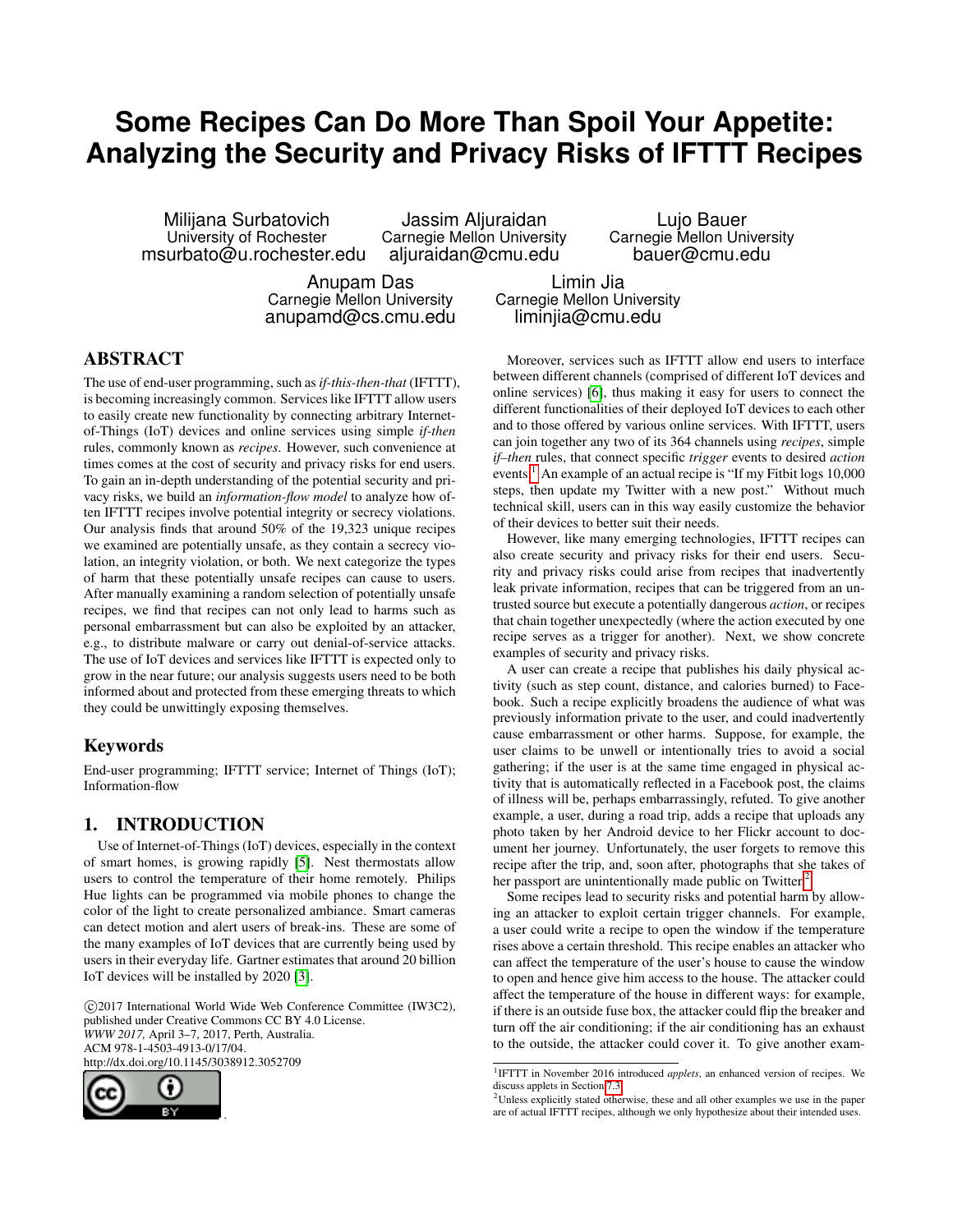# Some Recipes Can Do More Than Spoil Your Appetite: Analyzing the Security and Privacy Risks of IFTTT Recipes

Milijana Surbatovich
University of Rochester
msurbato@u.rochester.edu

Jassim Aljuraidan
Carnegie Mellon University
aljuraidan@cmu.edu

Lujo Bauer
Carnegie Mellon University
bauer@cmu.edu

Anupam Das
Carnegie Mellon University
anupamd@cs.cmu.edu

Limin Jia
Carnegie Mellon University
liminjia@cmu.edu

## ABSTRACT

The use of end-user programming, such as *if-this-then-that* (IFTTT), is becoming increasingly common. Services like IFTTT allow users to easily create new functionality by connecting arbitrary Internet-of-Things (IoT) devices and online services using simple *if-then* rules, commonly known as *recipes*. However, such convenience at times comes at the cost of security and privacy risks for end users. To gain an in-depth understanding of the potential security and privacy risks, we build an *information-flow model* to analyze how often IFTTT recipes involve potential integrity or secrecy violations. Our analysis finds that around 50% of the 19,323 unique recipes we examined are potentially unsafe, as they contain a secrecy violation, an integrity violation, or both. We next categorize the types of harm that these potentially unsafe recipes can cause to users. After manually examining a random selection of potentially unsafe recipes, we find that recipes can not only lead to harms such as personal embarrassment but can also be exploited by an attacker, e.g., to distribute malware or carry out denial-of-service attacks. The use of IoT devices and services like IFTTT is expected only to grow in the near future; our analysis suggests users need to be both informed about and protected from these emerging threats to which they could be unwittingly exposing themselves.

## Keywords

End-user programming; IFTTT service; Internet of Things (IoT); Information-flow

## 1. INTRODUCTION

Use of Internet-of-Things (IoT) devices, especially in the context of smart homes, is growing rapidly [5]. Nest thermostats allow users to control the temperature of their home remotely. Philips Hue lights can be programmed via mobile phones to change the color of the light to create personalized ambiance. Smart cameras can detect motion and alert users of break-ins. These are some of the many examples of IoT devices that are currently being used by users in their everyday life. Gartner estimates that around 20 billion IoT devices will be installed by 2020 [3].

©2017 International World Wide Web Conference Committee (IW3C2), published under Creative Commons CC BY 4.0 License.
*WWW 2017,* April 3–7, 2017, Perth, Australia.
ACM 978-1-4503-4913-0/17/04.
http://dx.doi.org/10.1145/3038912.3052709

Moreover, services such as IFTTT allow end users to interface between different channels (comprised of different IoT devices and online services) [6], thus making it easy for users to connect the different functionalities of their deployed IoT devices to each other and to those offered by various online services. With IFTTT, users can join together any two of its 364 channels using *recipes*, simple *if–then* rules, that connect specific *trigger* events to desired *action* events.[1] An example of an actual recipe is "If my Fitbit logs 10,000 steps, then update my Twitter with a new post." Without much technical skill, users can in this way easily customize the behavior of their devices to better suit their needs.

However, like many emerging technologies, IFTTT recipes can also create security and privacy risks for their end users. Security and privacy risks could arise from recipes that inadvertently leak private information, recipes that can be triggered from an untrusted source but execute a potentially dangerous *action*, or recipes that chain together unexpectedly (where the action executed by one recipe serves as a trigger for another). Next, we show concrete examples of security and privacy risks.

A user can create a recipe that publishes his daily physical activity (such as step count, distance, and calories burned) to Facebook. Such a recipe explicitly broadens the audience of what was previously information private to the user, and could inadvertently cause embarrassment or other harms. Suppose, for example, the user claims to be unwell or intentionally tries to avoid a social gathering; if the user is at the same time engaged in physical activity that is automatically reflected in a Facebook post, the claims of illness will be, perhaps embarrassingly, refuted. To give another example, a user, during a road trip, adds a recipe that uploads any photo taken by her Android device to her Flickr account to document her journey. Unfortunately, the user forgets to remove this recipe after the trip, and, soon after, photographs that she takes of her passport are unintentionally made public on Twitter.[2]

Some recipes lead to security risks and potential harm by allowing an attacker to exploit certain trigger channels. For example, a user could write a recipe to open the window if the temperature rises above a certain threshold. This recipe enables an attacker who can affect the temperature of the user's house to cause the window to open and hence give him access to the house. The attacker could affect the temperature of the house in different ways: for example, if there is an outside fuse box, the attacker could flip the breaker and turn off the air conditioning; if the air conditioning has an exhaust to the outside, the attacker could cover it. To give another exam-

[1] IFTTT in November 2016 introduced *applets*, an enhanced version of recipes. We discuss applets in Section 7.3.

[2] Unless explicitly stated otherwise, these and all other examples we use in the paper are of actual IFTTT recipes, although we only hypothesize about their intended uses.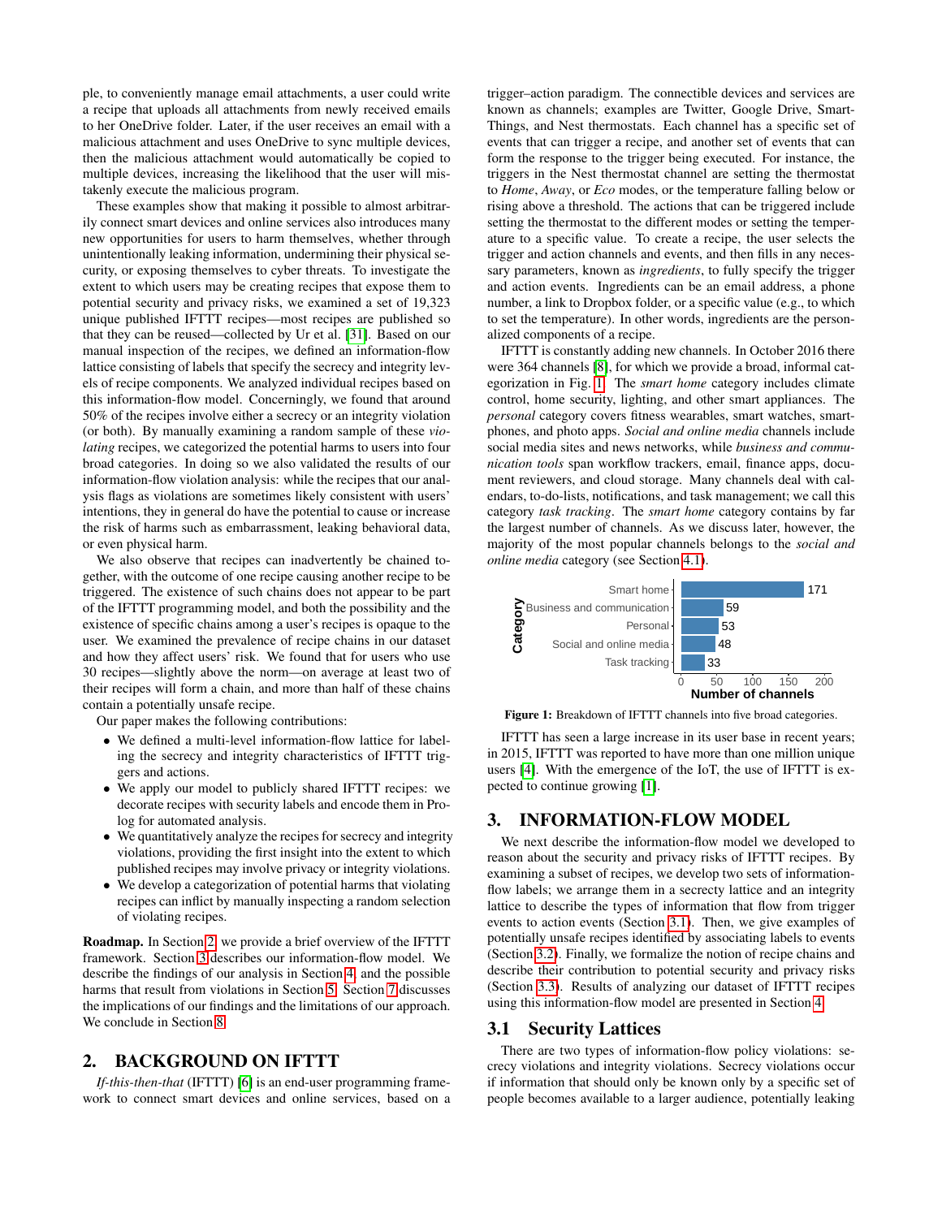ple, to conveniently manage email attachments, a user could write a recipe that uploads all attachments from newly received emails to her OneDrive folder. Later, if the user receives an email with a malicious attachment and uses OneDrive to sync multiple devices, then the malicious attachment would automatically be copied to multiple devices, increasing the likelihood that the user will mistakenly execute the malicious program.

These examples show that making it possible to almost arbitrarily connect smart devices and online services also introduces many new opportunities for users to harm themselves, whether through unintentionally leaking information, undermining their physical security, or exposing themselves to cyber threats. To investigate the extent to which users may be creating recipes that expose them to potential security and privacy risks, we examined a set of 19,323 unique published IFTTT recipes—most recipes are published so that they can be reused—collected by Ur et al. [31]. Based on our manual inspection of the recipes, we defined an information-flow lattice consisting of labels that specify the secrecy and integrity levels of recipe components. We analyzed individual recipes based on this information-flow model. Concerningly, we found that around 50% of the recipes involve either a secrecy or an integrity violation (or both). By manually examining a random sample of these *violating* recipes, we categorized the potential harms to users into four broad categories. In doing so we also validated the results of our information-flow violation analysis: while the recipes that our analysis flags as violations are sometimes likely consistent with users' intentions, they in general do have the potential to cause or increase the risk of harms such as embarrassment, leaking behavioral data, or even physical harm.

We also observe that recipes can inadvertently be chained together, with the outcome of one recipe causing another recipe to be triggered. The existence of such chains does not appear to be part of the IFTTT programming model, and both the possibility and the existence of specific chains among a user's recipes is opaque to the user. We examined the prevalence of recipe chains in our dataset and how they affect users' risk. We found that for users who use 30 recipes—slightly above the norm—on average at least two of their recipes will form a chain, and more than half of these chains contain a potentially unsafe recipe.

Our paper makes the following contributions:

- We defined a multi-level information-flow lattice for labeling the secrecy and integrity characteristics of IFTTT triggers and actions.
- We apply our model to publicly shared IFTTT recipes: we decorate recipes with security labels and encode them in Prolog for automated analysis.
- We quantitatively analyze the recipes for secrecy and integrity violations, providing the first insight into the extent to which published recipes may involve privacy or integrity violations.
- We develop a categorization of potential harms that violating recipes can inflict by manually inspecting a random selection of violating recipes.

**Roadmap.** In Section 2 we provide a brief overview of the IFTTT framework. Section 3 describes our information-flow model. We describe the findings of our analysis in Section 4, and the possible harms that result from violations in Section 5. Section 7 discusses the implications of our findings and the limitations of our approach. We conclude in Section 8.

## 2. BACKGROUND ON IFTTT

*If-this-then-that* (IFTTT) [6] is an end-user programming framework to connect smart devices and online services, based on a trigger–action paradigm. The connectible devices and services are known as channels; examples are Twitter, Google Drive, SmartThings, and Nest thermostats. Each channel has a specific set of events that can trigger a recipe, and another set of events that can form the response to the trigger being executed. For instance, the triggers in the Nest thermostat channel are setting the thermostat to *Home*, *Away*, or *Eco* modes, or the temperature falling below or rising above a threshold. The actions that can be triggered include setting the thermostat to the different modes or setting the temperature to a specific value. To create a recipe, the user selects the trigger and action channels and events, and then fills in any necessary parameters, known as *ingredients*, to fully specify the trigger and action events. Ingredients can be an email address, a phone number, a link to Dropbox folder, or a specific value (e.g., to which to set the temperature). In other words, ingredients are the personalized components of a recipe.

IFTTT is constantly adding new channels. In October 2016 there were 364 channels [8], for which we provide a broad, informal categorization in Fig. 1. The *smart home* category includes climate control, home security, lighting, and other smart appliances. The *personal* category covers fitness wearables, smart watches, smartphones, and photo apps. *Social and online media* channels include social media sites and news networks, while *business and communication tools* span workflow trackers, email, finance apps, document reviewers, and cloud storage. Many channels deal with calendars, to-do-lists, notifications, and task management; we call this category *task tracking*. The *smart home* category contains by far the largest number of channels. As we discuss later, however, the majority of the most popular channels belongs to the *social and online media* category (see Section 4.1).

**Figure 1:** Breakdown of IFTTT channels into five broad categories.

IFTTT has seen a large increase in its user base in recent years; in 2015, IFTTT was reported to have more than one million unique users [4]. With the emergence of the IoT, the use of IFTTT is expected to continue growing [1].

## 3. INFORMATION-FLOW MODEL

We next describe the information-flow model we developed to reason about the security and privacy risks of IFTTT recipes. By examining a subset of recipes, we develop two sets of information-flow labels; we arrange them in a secrecy lattice and an integrity lattice to describe the types of information that flow from trigger events to action events (Section 3.1). Then, we give examples of potentially unsafe recipes identified by associating labels to events (Section 3.2). Finally, we formalize the notion of recipe chains and describe their contribution to potential security and privacy risks (Section 3.3). Results of analyzing our dataset of IFTTT recipes using this information-flow model are presented in Section 4.

### 3.1 Security Lattices

There are two types of information-flow policy violations: secrecy violations and integrity violations. Secrecy violations occur if information that should only be known only by a specific set of people becomes available to a larger audience, potentially leaking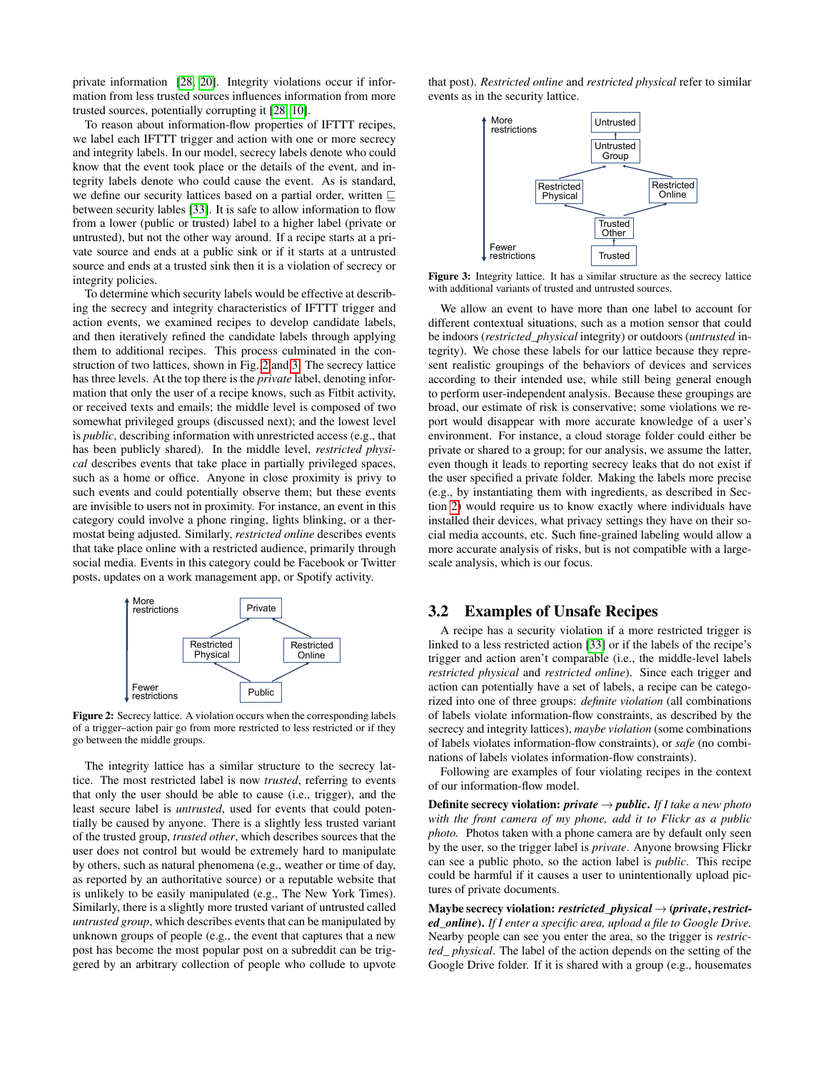private information [28, 20]. Integrity violations occur if information from less trusted sources influences information from more trusted sources, potentially corrupting it [28, 10].

To reason about information-flow properties of IFTTT recipes, we label each IFTTT trigger and action with one or more secrecy and integrity labels. In our model, secrecy labels denote who could know that the event took place or the details of the event, and integrity labels denote who could cause the event. As is standard, we define our security lattices based on a partial order, written $\sqsubseteq$ between security lables [33]. It is safe to allow information to flow from a lower (public or trusted) label to a higher label (private or untrusted), but not the other way around. If a recipe starts at a private source and ends at a public sink or if it starts at a untrusted source and ends at a trusted sink then it is a violation of secrecy or integrity policies.

To determine which security labels would be effective at describing the secrecy and integrity characteristics of IFTTT trigger and action events, we examined recipes to develop candidate labels, and then iteratively refined the candidate labels through applying them to additional recipes. This process culminated in the construction of two lattices, shown in Fig. 2 and 3. The secrecy lattice has three levels. At the top there is the *private* label, denoting information that only the user of a recipe knows, such as Fitbit activity, or received texts and emails; the middle level is composed of two somewhat privileged groups (discussed next); and the lowest level is *public*, describing information with unrestricted access (e.g., that has been publicly shared). In the middle level, *restricted physical* describes events that take place in partially privileged spaces, such as a home or office. Anyone in close proximity is privy to such events and could potentially observe them; but these events are invisible to users not in proximity. For instance, an event in this category could involve a phone ringing, lights blinking, or a thermostat being adjusted. Similarly, *restricted online* describes events that take place online with a restricted audience, primarily through social media. Events in this category could be Facebook or Twitter posts, updates on a work management app, or Spotify activity.

More restrictions
Private
Restricted Physical
Restricted Online
Public
Fewer restrictions

**Figure 2:** Secrecy lattice. A violation occurs when the corresponding labels of a trigger–action pair go from more restricted to less restricted or if they go between the middle groups.

The integrity lattice has a similar structure to the secrecy lattice. The most restricted label is now *trusted*, referring to events that only the user should be able to cause (i.e., trigger), and the least secure label is *untrusted*, used for events that could potentially be caused by anyone. There is a slightly less trusted variant of the trusted group, *trusted other*, which describes sources that the user does not control but would be extremely hard to manipulate by others, such as natural phenomena (e.g., weather or time of day, as reported by an authoritative source) or a reputable website that is unlikely to be easily manipulated (e.g., The New York Times). Similarly, there is a slightly more trusted variant of untrusted called *untrusted group*, which describes events that can be manipulated by unknown groups of people (e.g., the event that captures that a new post has become the most popular post on a subreddit can be triggered by an arbitrary collection of people who collude to upvote that post). *Restricted online* and *restricted physical* refer to similar events as in the security lattice.

More restrictions
Untrusted
Untrusted Group
Restricted Physical
Restricted Online
Trusted Other
Trusted
Fewer restrictions

**Figure 3:** Integrity lattice. It has a similar structure as the secrecy lattice with additional variants of trusted and untrusted sources.

We allow an event to have more than one label to account for different contextual situations, such as a motion sensor that could be indoors (*restricted_physical* integrity) or outdoors (*untrusted* integrity). We chose these labels for our lattice because they represent realistic groupings of the behaviors of devices and services according to their intended use, while still being general enough to perform user-independent analysis. Because these groupings are broad, our estimate of risk is conservative; some violations we report would disappear with more accurate knowledge of a user's environment. For instance, a cloud storage folder could either be private or shared to a group; for our analysis, we assume the latter, even though it leads to reporting secrecy leaks that do not exist if the user specified a private folder. Making the labels more precise (e.g., by instantiating them with ingredients, as described in Section 2) would require us to know exactly where individuals have installed their devices, what privacy settings they have on their social media accounts, etc. Such fine-grained labeling would allow a more accurate analysis of risks, but is not compatible with a large-scale analysis, which is our focus.

## 3.2 Examples of Unsafe Recipes

A recipe has a security violation if a more restricted trigger is linked to a less restricted action [33] or if the labels of the recipe's trigger and action aren't comparable (i.e., the middle-level labels *restricted physical* and *restricted online*). Since each trigger and action can potentially have a set of labels, a recipe can be categorized into one of three groups: *definite violation* (all combinations of labels violate information-flow constraints, as described by the secrecy and integrity lattices), *maybe violation* (some combinations of labels violates information-flow constraints), or *safe* (no combinations of labels violates information-flow constraints).

Following are examples of four violating recipes in the context of our information-flow model.

**Definite secrecy violation: *private* → *public*.** *If I take a new photo with the front camera of my phone, add it to Flickr as a public photo.* Photos taken with a phone camera are by default only seen by the user, so the trigger label is *private*. Anyone browsing Flickr can see a public photo, so the action label is *public*. This recipe could be harmful if it causes a user to unintentionally upload pictures of private documents.

**Maybe secrecy violation: *restricted_physical* → (*private*, *restricted_online*).** *If I enter a specific area, upload a file to Google Drive.* Nearby people can see you enter the area, so the trigger is *restricted_ physical*. The label of the action depends on the setting of the Google Drive folder. If it is shared with a group (e.g., housemates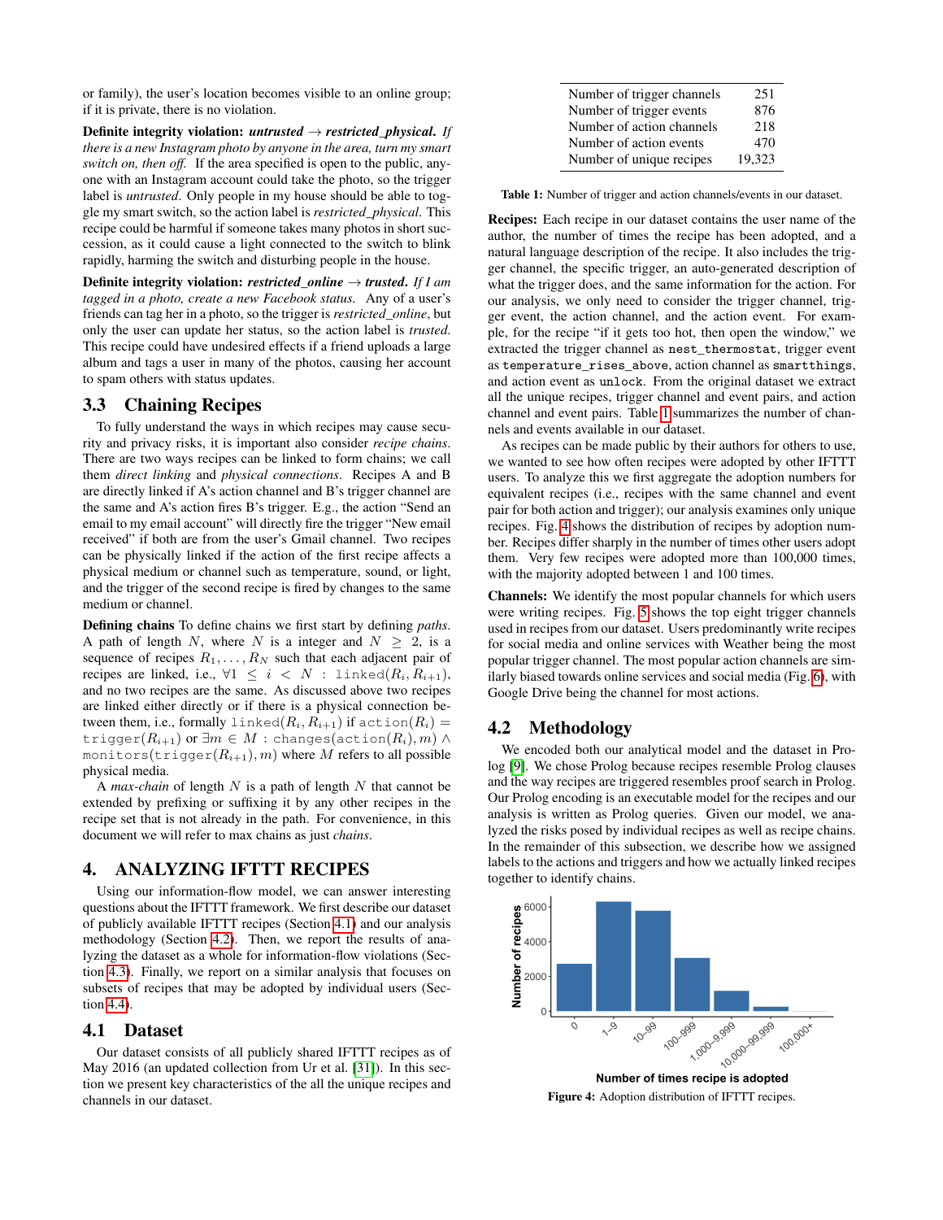or family), the user's location becomes visible to an online group; if it is private, there is no violation.

**Definite integrity violation:** ***untrusted*** **→** ***restricted_physical***. *If there is a new Instagram photo by anyone in the area, turn my smart switch on, then off.* If the area specified is open to the public, anyone with an Instagram account could take the photo, so the trigger label is *untrusted*. Only people in my house should be able to toggle my smart switch, so the action label is *restricted_physical*. This recipe could be harmful if someone takes many photos in short succession, as it could cause a light connected to the switch to blink rapidly, harming the switch and disturbing people in the house.

**Definite integrity violation:** ***restricted_online*** **→** ***trusted***. *If I am tagged in a photo, create a new Facebook status.* Any of a user's friends can tag her in a photo, so the trigger is *restricted_online*, but only the user can update her status, so the action label is *trusted*. This recipe could have undesired effects if a friend uploads a large album and tags a user in many of the photos, causing her account to spam others with status updates.

## 3.3 Chaining Recipes

To fully understand the ways in which recipes may cause security and privacy risks, it is important also consider *recipe chains*. There are two ways recipes can be linked to form chains; we call them *direct linking* and *physical connections*. Recipes A and B are directly linked if A's action channel and B's trigger channel are the same and A's action fires B's trigger. E.g., the action "Send an email to my email account" will directly fire the trigger "New email received" if both are from the user's Gmail channel. Two recipes can be physically linked if the action of the first recipe affects a physical medium or channel such as temperature, sound, or light, and the trigger of the second recipe is fired by changes to the same medium or channel.

**Defining chains** To define chains we first start by defining *paths*. A path of length $N$, where $N$ is a integer and $N \geq 2$, is a sequence of recipes $R_1, \ldots, R_N$ such that each adjacent pair of recipes are linked, i.e., $\forall 1 \leq i < N : \mathtt{linked}(R_i, R_{i+1})$, and no two recipes are the same. As discussed above two recipes are linked either directly or if there is a physical connection between them, i.e., formally $\mathtt{linked}(R_i, R_{i+1})$ if $\mathtt{action}(R_i) = \mathtt{trigger}(R_{i+1})$ or $\exists m \in M : \mathtt{changes}(\mathtt{action}(R_i), m) \wedge \mathtt{monitors}(\mathtt{trigger}(R_{i+1}), m)$ where $M$ refers to all possible physical media.

A *max-chain* of length $N$ is a path of length $N$ that cannot be extended by prefixing or suffixing it by any other recipes in the recipe set that is not already in the path. For convenience, in this document we will refer to max chains as just *chains*.

# 4. ANALYZING IFTTT RECIPES

Using our information-flow model, we can answer interesting questions about the IFTTT framework. We first describe our dataset of publicly available IFTTT recipes (Section 4.1) and our analysis methodology (Section 4.2). Then, we report the results of analyzing the dataset as a whole for information-flow violations (Section 4.3). Finally, we report on a similar analysis that focuses on subsets of recipes that may be adopted by individual users (Section 4.4).

## 4.1 Dataset

Our dataset consists of all publicly shared IFTTT recipes as of May 2016 (an updated collection from Ur et al. [31]). In this section we present key characteristics of the all the unique recipes and channels in our dataset.

| | |
|---|---|
| Number of trigger channels | 251 |
| Number of trigger events | 876 |
| Number of action channels | 218 |
| Number of action events | 470 |
| Number of unique recipes | 19,323 |

**Table 1:** Number of trigger and action channels/events in our dataset.

**Recipes:** Each recipe in our dataset contains the user name of the author, the number of times the recipe has been adopted, and a natural language description of the recipe. It also includes the trigger channel, the specific trigger, an auto-generated description of what the trigger does, and the same information for the action. For our analysis, we only need to consider the trigger channel, trigger event, the action channel, and the action event. For example, for the recipe "if it gets too hot, then open the window," we extracted the trigger channel as `nest_thermostat`, trigger event as `temperature_rises_above`, action channel as `smartthings`, and action event as `unlock`. From the original dataset we extract all the unique recipes, trigger channel and event pairs, and action channel and event pairs. Table 1 summarizes the number of channels and events available in our dataset.

As recipes can be made public by their authors for others to use, we wanted to see how often recipes were adopted by other IFTTT users. To analyze this we first aggregate the adoption numbers for equivalent recipes (i.e., recipes with the same channel and event pair for both action and trigger); our analysis examines only unique recipes. Fig. 4 shows the distribution of recipes by adoption number. Recipes differ sharply in the number of times other users adopt them. Very few recipes were adopted more than 100,000 times, with the majority adopted between 1 and 100 times.

**Channels:** We identify the most popular channels for which users were writing recipes. Fig. 5 shows the top eight trigger channels used in recipes from our dataset. Users predominantly write recipes for social media and online services with Weather being the most popular trigger channel. The most popular action channels are similarly biased towards online services and social media (Fig. 6), with Google Drive being the channel for most actions.

## 4.2 Methodology

We encoded both our analytical model and the dataset in Prolog [9]. We chose Prolog because recipes resemble Prolog clauses and the way recipes are triggered resembles proof search in Prolog. Our Prolog encoding is an executable model for the recipes and our analysis is written as Prolog queries. Given our model, we analyzed the risks posed by individual recipes as well as recipe chains. In the remainder of this subsection, we describe how we assigned labels to the actions and triggers and how we actually linked recipes together to identify chains.

**Figure 4:** Adoption distribution of IFTTT recipes.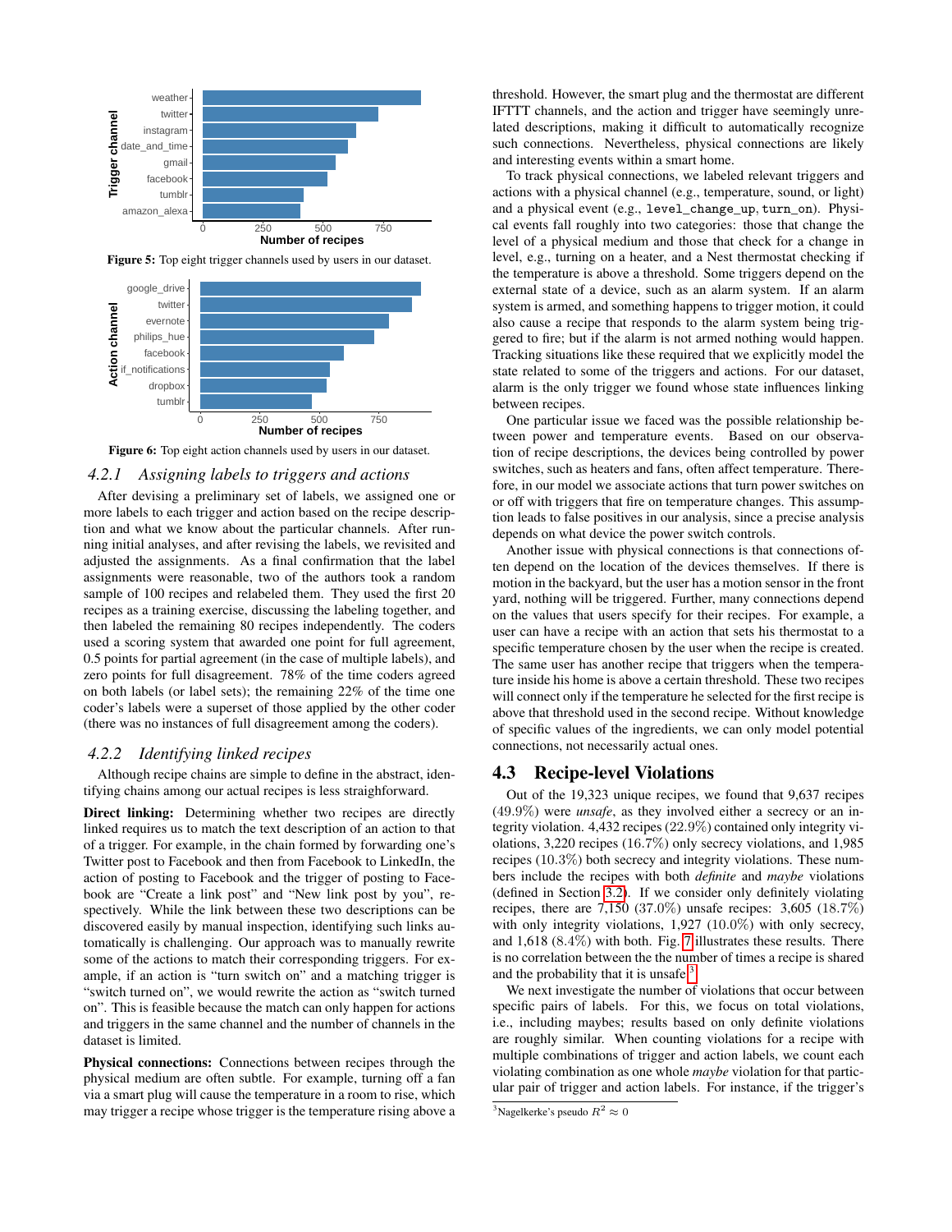weather
twitter
instagram
date_and_time
gmail
facebook
tumblr
amazon_alexa

Trigger channel

0
250
500
750
Number of recipes

**Figure 5:** Top eight trigger channels used by users in our dataset.

google_drive
twitter
evernote
philips_hue
facebook
if_notifications
dropbox
tumblr

Action channel

0
250
500
750
Number of recipes

**Figure 6:** Top eight action channels used by users in our dataset.

### 4.2.1 Assigning labels to triggers and actions

After devising a preliminary set of labels, we assigned one or more labels to each trigger and action based on the recipe description and what we know about the particular channels. After running initial analyses, and after revising the labels, we revisited and adjusted the assignments. As a final confirmation that the label assignments were reasonable, two of the authors took a random sample of 100 recipes and relabeled them. They used the first 20 recipes as a training exercise, discussing the labeling together, and then labeled the remaining 80 recipes independently. The coders used a scoring system that awarded one point for full agreement, 0.5 points for partial agreement (in the case of multiple labels), and zero points for full disagreement. 78% of the time coders agreed on both labels (or label sets); the remaining 22% of the time one coder's labels were a superset of those applied by the other coder (there was no instances of full disagreement among the coders).

### 4.2.2 Identifying linked recipes

Although recipe chains are simple to define in the abstract, identifying chains among our actual recipes is less straighforward.

**Direct linking:** Determining whether two recipes are directly linked requires us to match the text description of an action to that of a trigger. For example, in the chain formed by forwarding one's Twitter post to Facebook and then from Facebook to LinkedIn, the action of posting to Facebook and the trigger of posting to Facebook are "Create a link post" and "New link post by you", respectively. While the link between these two descriptions can be discovered easily by manual inspection, identifying such links automatically is challenging. Our approach was to manually rewrite some of the actions to match their corresponding triggers. For example, if an action is "turn switch on" and a matching trigger is "switch turned on", we would rewrite the action as "switch turned on". This is feasible because the match can only happen for actions and triggers in the same channel and the number of channels in the dataset is limited.

**Physical connections:** Connections between recipes through the physical medium are often subtle. For example, turning off a fan via a smart plug will cause the temperature in a room to rise, which may trigger a recipe whose trigger is the temperature rising above a threshold. However, the smart plug and the thermostat are different IFTTT channels, and the action and trigger have seemingly unrelated descriptions, making it difficult to automatically recognize such connections. Nevertheless, physical connections are likely and interesting events within a smart home.

To track physical connections, we labeled relevant triggers and actions with a physical channel (e.g., temperature, sound, or light) and a physical event (e.g., `level_change_up`, `turn_on`). Physical events fall roughly into two categories: those that change the level of a physical medium and those that check for a change in level, e.g., turning on a heater, and a Nest thermostat checking if the temperature is above a threshold. Some triggers depend on the external state of a device, such as an alarm system. If an alarm system is armed, and something happens to trigger motion, it could also cause a recipe that responds to the alarm system being triggered to fire; but if the alarm is not armed nothing would happen. Tracking situations like these required that we explicitly model the state related to some of the triggers and actions. For our dataset, alarm is the only trigger we found whose state influences linking between recipes.

One particular issue we faced was the possible relationship between power and temperature events. Based on our observation of recipe descriptions, the devices being controlled by power switches, such as heaters and fans, often affect temperature. Therefore, in our model we associate actions that turn power switches on or off with triggers that fire on temperature changes. This assumption leads to false positives in our analysis, since a precise analysis depends on what device the power switch controls.

Another issue with physical connections is that connections often depend on the location of the devices themselves. If there is motion in the backyard, but the user has a motion sensor in the front yard, nothing will be triggered. Further, many connections depend on the values that users specify for their recipes. For example, a user can have a recipe with an action that sets his thermostat to a specific temperature chosen by the user when the recipe is created. The same user has another recipe that triggers when the temperature inside his home is above a certain threshold. These two recipes will connect only if the temperature he selected for the first recipe is above that threshold used in the second recipe. Without knowledge of specific values of the ingredients, we can only model potential connections, not necessarily actual ones.

## 4.3 Recipe-level Violations

Out of the 19,323 unique recipes, we found that 9,637 recipes (49.9%) were *unsafe*, as they involved either a secrecy or an integrity violation. 4,432 recipes (22.9%) contained only integrity violations, 3,220 recipes (16.7%) only secrecy violations, and 1,985 recipes (10.3%) both secrecy and integrity violations. These numbers include the recipes with *definite* and *maybe* violations (defined in Section 3.2). If we consider only definitely violating recipes, there are 7,150 (37.0%) unsafe recipes: 3,605 (18.7%) with only integrity violations, 1,927 (10.0%) with only secrecy, and 1,618 (8.4%) with both. Fig. 7 illustrates these results. There is no correlation between the the number of times a recipe is shared and the probability that it is unsafe.[3]

We next investigate the number of violations that occur between specific pairs of labels. For this, we focus on total violations, i.e., including maybes; results based on only definite violations are roughly similar. When counting violations for a recipe with multiple combinations of trigger and action labels, we count each violating combination as one whole *maybe* violation for that particular pair of trigger and action labels. For instance, if the trigger's

[3] Nagelkerke's pseudo $R^2 \approx 0$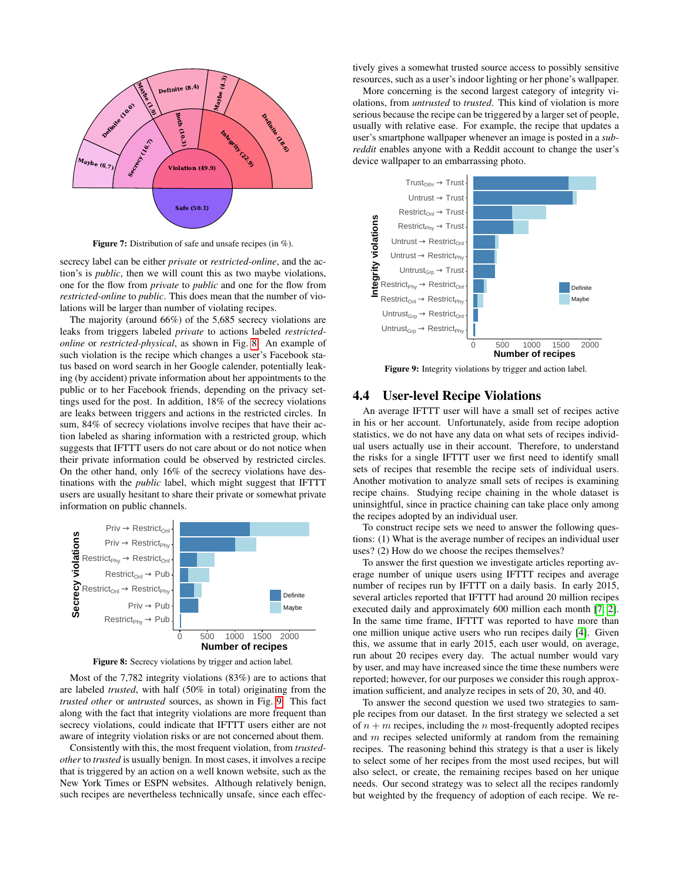Figure 7: Distribution of safe and unsafe recipes (in %).

secrecy label can be either *private* or *restricted-online*, and the action's is *public*, then we will count this as two maybe violations, one for the flow from *private* to *public* and one for the flow from *restricted-online* to *public*. This does mean that the number of violations will be larger than number of violating recipes.

The majority (around 66%) of the 5,685 secrecy violations are leaks from triggers labeled *private* to actions labeled *restricted-online* or *restricted-physical*, as shown in Fig. 8. An example of such violation is the recipe which changes a user's Facebook status based on word search in her Google calender, potentially leaking (by accident) private information about her appointments to the public or to her Facebook friends, depending on the privacy settings used for the post. In addition, 18% of the secrecy violations are leaks between triggers and actions in the restricted circles. In sum, 84% of secrecy violations involve recipes that have their action labeled as sharing information with a restricted group, which suggests that IFTTT users do not care about or do not notice when their private information could be observed by restricted circles. On the other hand, only 16% of the secrecy violations have destinations with the *public* label, which might suggest that IFTTT users are usually hesitant to share their private or somewhat private information on public channels.

Figure 8: Secrecy violations by trigger and action label.

Most of the 7,782 integrity violations (83%) are to actions that are labeled *trusted*, with half (50% in total) originating from the *trusted other* or *untrusted* sources, as shown in Fig. 9. This fact along with the fact that integrity violations are more frequent than secrecy violations, could indicate that IFTTT users either are not aware of integrity violation risks or are not concerned about them.

Consistently with this, the most frequent violation, from *trusted-other* to *trusted* is usually benign. In most cases, it involves a recipe that is triggered by an action on a well known website, such as the New York Times or ESPN websites. Although relatively benign, such recipes are nevertheless technically unsafe, since each effectively gives a somewhat trusted source access to possibly sensitive resources, such as a user's indoor lighting or her phone's wallpaper.

More concerning is the second largest category of integrity violations, from *untrusted* to *trusted*. This kind of violation is more serious because the recipe can be triggered by a larger set of people, usually with relative ease. For example, the recipe that updates a user's smartphone wallpaper whenever an image is posted in a *subreddit* enables anyone with a Reddit account to change the user's device wallpaper to an embarrassing photo.

Figure 9: Integrity violations by trigger and action label.

## 4.4 User-level Recipe Violations

An average IFTTT user will have a small set of recipes active in his or her account. Unfortunately, aside from recipe adoption statistics, we do not have any data on what sets of recipes individual users actually use in their account. Therefore, to understand the risks for a single IFTTT user we first need to identify small sets of recipes that resemble the recipe sets of individual users. Another motivation to analyze small sets of recipes is examining recipe chains. Studying recipe chaining in the whole dataset is uninsightful, since in practice chaining can take place only among the recipes adopted by an individual user.

To construct recipe sets we need to answer the following questions: (1) What is the average number of recipes an individual user uses? (2) How do we choose the recipes themselves?

To answer the first question we investigate articles reporting average number of unique users using IFTTT recipes and average number of recipes run by IFTTT on a daily basis. In early 2015, several articles reported that IFTTT had around 20 million recipes executed daily and approximately 600 million each month [7, 2]. In the same time frame, IFTTT was reported to have more than one million unique active users who run recipes daily [4]. Given this, we assume that in early 2015, each user would, on average, run about 20 recipes every day. The actual number would vary by user, and may have increased since the time these numbers were reported; however, for our purposes we consider this rough approximation sufficient, and analyze recipes in sets of 20, 30, and 40.

To answer the second question we used two strategies to sample recipes from our dataset. In the first strategy we selected a set of $n + m$ recipes, including the $n$ most-frequently adopted recipes and $m$ recipes selected uniformly at random from the remaining recipes. The reasoning behind this strategy is that a user is likely to select some of her recipes from the most used recipes, but will also select, or create, the remaining recipes based on her unique needs. Our second strategy was to select all the recipes randomly but weighted by the frequency of adoption of each recipe. We re-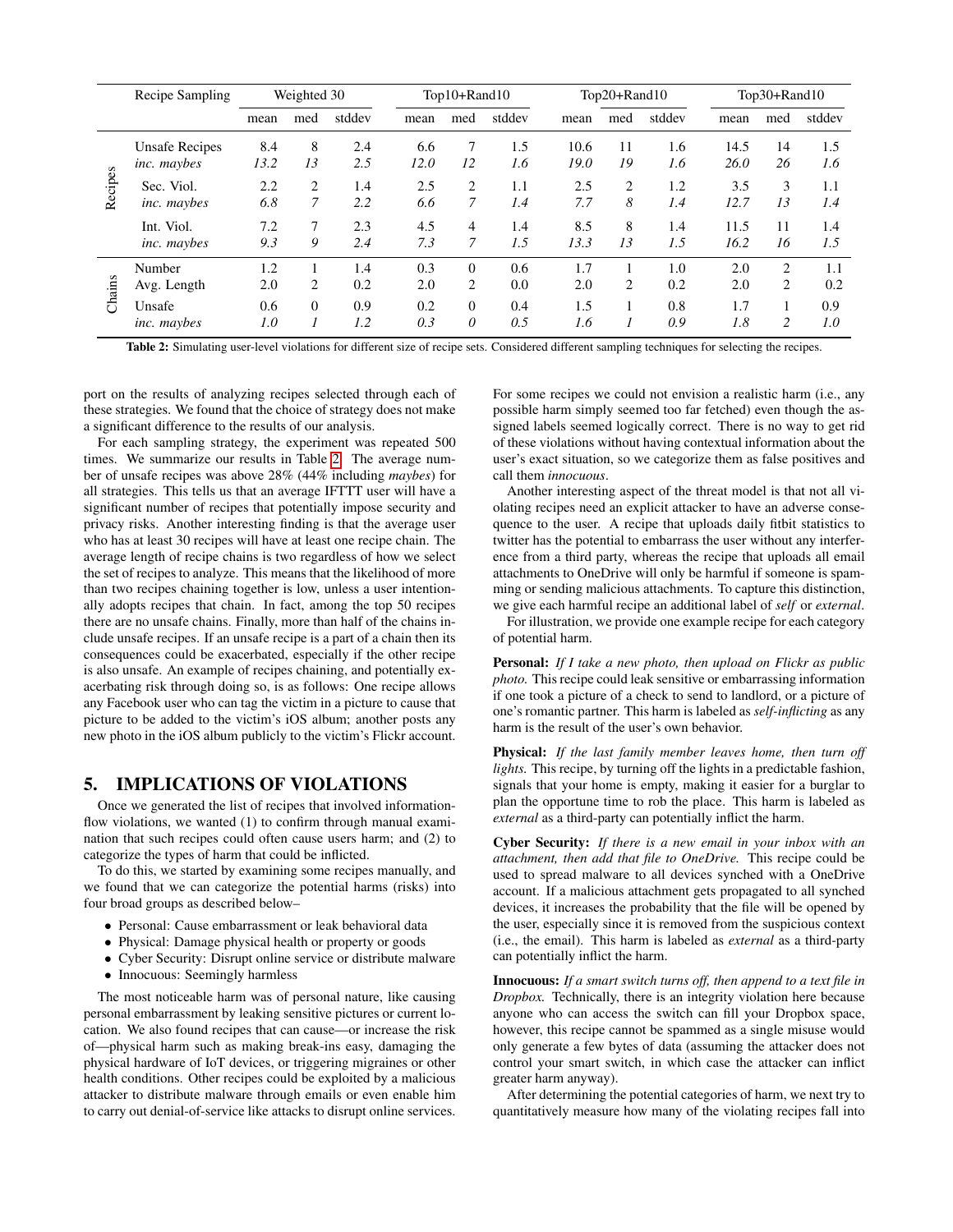| | Recipe Sampling | Weighted 30 | | | Top10+Rand10 | | | Top20+Rand10 | | | Top30+Rand10 | | |
|---|---|---|---|---|---|---|---|---|---|---|---|---|---|
| | | mean | med | stddev | mean | med | stddev | mean | med | stddev | mean | med | stddev |
| Recipes | Unsafe Recipes | 8.4 | 8 | 2.4 | 6.6 | 7 | 1.5 | 10.6 | 11 | 1.6 | 14.5 | 14 | 1.5 |
| | *inc. maybes* | *13.2* | *13* | *2.5* | *12.0* | *12* | *1.6* | *19.0* | *19* | *1.6* | *26.0* | *26* | *1.6* |
| | Sec. Viol. | 2.2 | 2 | 1.4 | 2.5 | 2 | 1.1 | 2.5 | 2 | 1.2 | 3.5 | 3 | 1.1 |
| | *inc. maybes* | *6.8* | *7* | *2.2* | *6.6* | *7* | *1.4* | *7.7* | *8* | *1.4* | *12.7* | *13* | *1.4* |
| | Int. Viol. | 7.2 | 7 | 2.3 | 4.5 | 4 | 1.4 | 8.5 | 8 | 1.4 | 11.5 | 11 | 1.4 |
| | *inc. maybes* | *9.3* | *9* | *2.4* | *7.3* | *7* | *1.5* | *13.3* | *13* | *1.5* | *16.2* | *16* | *1.5* |
| Chains | Number | 1.2 | 1 | 1.4 | 0.3 | 0 | 0.6 | 1.7 | 1 | 1.0 | 2.0 | 2 | 1.1 |
| | Avg. Length | 2.0 | 2 | 0.2 | 2.0 | 2 | 0.0 | 2.0 | 2 | 0.2 | 2.0 | 2 | 0.2 |
| | Unsafe | 0.6 | 0 | 0.9 | 0.2 | 0 | 0.4 | 1.5 | 1 | 0.8 | 1.7 | 1 | 0.9 |
| | *inc. maybes* | *1.0* | *1* | *1.2* | *0.3* | *0* | *0.5* | *1.6* | *1* | *0.9* | *1.8* | *2* | *1.0* |

**Table 2:** Simulating user-level violations for different size of recipe sets. Considered different sampling techniques for selecting the recipes.

port on the results of analyzing recipes selected through each of these strategies. We found that the choice of strategy does not make a significant difference to the results of our analysis.

For each sampling strategy, the experiment was repeated 500 times. We summarize our results in Table 2. The average number of unsafe recipes was above 28% (44% including *maybes*) for all strategies. This tells us that an average IFTTT user will have a significant number of recipes that potentially impose security and privacy risks. Another interesting finding is that the average user who has at least 30 recipes will have at least one recipe chain. The average length of recipe chains is two regardless of how we select the set of recipes to analyze. This means that the likelihood of more than two recipes chaining together is low, unless a user intentionally adopts recipes that chain. In fact, among the top 50 recipes there are no unsafe chains. Finally, more than half of the chains include unsafe recipes. If an unsafe recipe is a part of a chain then its consequences could be exacerbated, especially if the other recipe is also unsafe. An example of recipes chaining, and potentially exacerbating risk through doing so, is as follows: One recipe allows any Facebook user who can tag the victim in a picture to cause that picture to be added to the victim's iOS album; another posts any new photo in the iOS album publicly to the victim's Flickr account.

## 5. IMPLICATIONS OF VIOLATIONS

Once we generated the list of recipes that involved information-flow violations, we wanted (1) to confirm through manual examination that such recipes could often cause users harm; and (2) to categorize the types of harm that could be inflicted.

To do this, we started by examining some recipes manually, and we found that we can categorize the potential harms (risks) into four broad groups as described below–

- Personal: Cause embarrassment or leak behavioral data
- Physical: Damage physical health or property or goods
- Cyber Security: Disrupt online service or distribute malware
- Innocuous: Seemingly harmless

The most noticeable harm was of personal nature, like causing personal embarrassment by leaking sensitive pictures or current location. We also found recipes that can cause—or increase the risk of—physical harm such as making break-ins easy, damaging the physical hardware of IoT devices, or triggering migraines or other health conditions. Other recipes could be exploited by a malicious attacker to distribute malware through emails or even enable him to carry out denial-of-service like attacks to disrupt online services.

For some recipes we could not envision a realistic harm (i.e., any possible harm simply seemed too far fetched) even though the assigned labels seemed logically correct. There is no way to get rid of these violations without having contextual information about the user's exact situation, so we categorize them as false positives and call them *innocuous*.

Another interesting aspect of the threat model is that not all violating recipes need an explicit attacker to have an adverse consequence to the user. A recipe that uploads daily fitbit statistics to twitter has the potential to embarrass the user without any interference from a third party, whereas the recipe that uploads all email attachments to OneDrive will only be harmful if someone is spamming or sending malicious attachments. To capture this distinction, we give each harmful recipe an additional label of *self* or *external*.

For illustration, we provide one example recipe for each category of potential harm.

**Personal:** *If I take a new photo, then upload on Flickr as public photo.* This recipe could leak sensitive or embarrassing information if one took a picture of a check to send to landlord, or a picture of one's romantic partner. This harm is labeled as *self-inflicting* as any harm is the result of the user's own behavior.

**Physical:** *If the last family member leaves home, then turn off lights.* This recipe, by turning off the lights in a predictable fashion, signals that your home is empty, making it easier for a burglar to plan the opportune time to rob the place. This harm is labeled as *external* as a third-party can potentially inflict the harm.

**Cyber Security:** *If there is a new email in your inbox with an attachment, then add that file to OneDrive.* This recipe could be used to spread malware to all devices synched with a OneDrive account. If a malicious attachment gets propagated to all synched devices, it increases the probability that the file will be opened by the user, especially since it is removed from the suspicious context (i.e., the email). This harm is labeled as *external* as a third-party can potentially inflict the harm.

**Innocuous:** *If a smart switch turns off, then append to a text file in Dropbox.* Technically, there is an integrity violation here because anyone who can access the switch can fill your Dropbox space, however, this recipe cannot be spammed as a single misuse would only generate a few bytes of data (assuming the attacker does not control your smart switch, in which case the attacker can inflict greater harm anyway).

After determining the potential categories of harm, we next try to quantitatively measure how many of the violating recipes fall into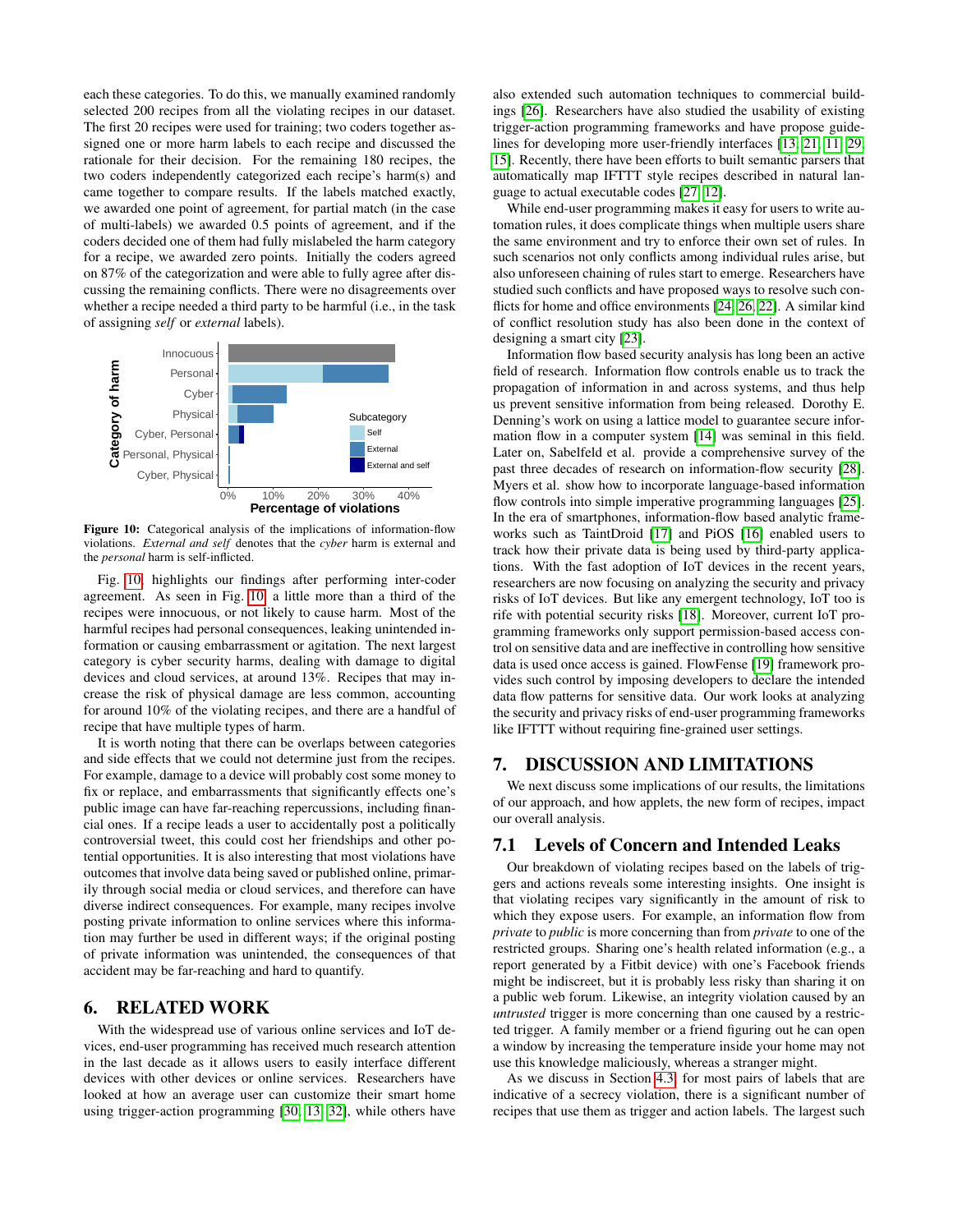each these categories. To do this, we manually examined randomly selected 200 recipes from all the violating recipes in our dataset. The first 20 recipes were used for training; two coders together assigned one or more harm labels to each recipe and discussed the rationale for their decision. For the remaining 180 recipes, the two coders independently categorized each recipe's harm(s) and came together to compare results. If the labels matched exactly, we awarded one point of agreement, for partial match (in the case of multi-labels) we awarded 0.5 points of agreement, and if the coders decided one of them had fully mislabeled the harm category for a recipe, we awarded zero points. Initially the coders agreed on 87% of the categorization and were able to fully agree after discussing the remaining conflicts. There were no disagreements over whether a recipe needed a third party to be harmful (i.e., in the task of assigning *self* or *external* labels).

**Figure 10:** Categorical analysis of the implications of information-flow violations. *External and self* denotes that the *cyber* harm is external and the *personal* harm is self-inflicted.

Fig. 10 highlights our findings after performing inter-coder agreement. As seen in Fig. 10 a little more than a third of the recipes were innocuous, or not likely to cause harm. Most of the harmful recipes had personal consequences, leaking unintended information or causing embarrassment or agitation. The next largest category is cyber security harms, dealing with damage to digital devices and cloud services, at around 13%. Recipes that may increase the risk of physical damage are less common, accounting for around 10% of the violating recipes, and there are a handful of recipe that have multiple types of harm.

It is worth noting that there can be overlaps between categories and side effects that we could not determine just from the recipes. For example, damage to a device will probably cost some money to fix or replace, and embarrassments that significantly effects one's public image can have far-reaching repercussions, including financial ones. If a recipe leads a user to accidentally post a politically controversial tweet, this could cost her friendships and other potential opportunities. It is also interesting that most violations have outcomes that involve data being saved or published online, primarily through social media or cloud services, and therefore can have diverse indirect consequences. For example, many recipes involve posting private information to online services where this information may further be used in different ways; if the original posting of private information was unintended, the consequences of that accident may be far-reaching and hard to quantify.

# 6. RELATED WORK

With the widespread use of various online services and IoT devices, end-user programming has received much research attention in the last decade as it allows users to easily interface different devices with other devices or online services. Researchers have looked at how an average user can customize their smart home using trigger-action programming [30, 13, 32], while others have also extended such automation techniques to commercial buildings [26]. Researchers have also studied the usability of existing trigger-action programming frameworks and have propose guidelines for developing more user-friendly interfaces [13, 21, 11, 29, 15]. Recently, there have been efforts to built semantic parsers that automatically map IFTTT style recipes described in natural language to actual executable codes [27, 12].

While end-user programming makes it easy for users to write automation rules, it does complicate things when multiple users share the same environment and try to enforce their own set of rules. In such scenarios not only conflicts among individual rules arise, but also unforeseen chaining of rules start to emerge. Researchers have studied such conflicts and have proposed ways to resolve such conflicts for home and office environments [24, 26, 22]. A similar kind of conflict resolution study has also been done in the context of designing a smart city [23].

Information flow based security analysis has long been an active field of research. Information flow controls enable us to track the propagation of information in and across systems, and thus help us prevent sensitive information from being released. Dorothy E. Denning's work on using a lattice model to guarantee secure information flow in a computer system [14] was seminal in this field. Later on, Sabelfeld et al. provide a comprehensive survey of the past three decades of research on information-flow security [28]. Myers et al. show how to incorporate language-based information flow controls into simple imperative programming languages [25]. In the era of smartphones, information-flow based analytic frameworks such as TaintDroid [17] and PiOS [16] enabled users to track how their private data is being used by third-party applications. With the fast adoption of IoT devices in the recent years, researchers are now focusing on analyzing the security and privacy risks of IoT devices. But like any emergent technology, IoT too is rife with potential security risks [18]. Moreover, current IoT programming frameworks only support permission-based access control on sensitive data and are ineffective in controlling how sensitive data is used once access is gained. FlowFense [19] framework provides such control by imposing developers to declare the intended data flow patterns for sensitive data. Our work looks at analyzing the security and privacy risks of end-user programming frameworks like IFTTT without requiring fine-grained user settings.

# 7. DISCUSSION AND LIMITATIONS

We next discuss some implications of our results, the limitations of our approach, and how applets, the new form of recipes, impact our overall analysis.

## 7.1 Levels of Concern and Intended Leaks

Our breakdown of violating recipes based on the labels of triggers and actions reveals some interesting insights. One insight is that violating recipes vary significantly in the amount of risk to which they expose users. For example, an information flow from *private* to *public* is more concerning than from *private* to one of the restricted groups. Sharing one's health related information (e.g., a report generated by a Fitbit device) with one's Facebook friends might be indiscreet, but it is probably less risky than sharing it on a public web forum. Likewise, an integrity violation caused by an *untrusted* trigger is more concerning than one caused by a restricted trigger. A family member or a friend figuring out he can open a window by increasing the temperature inside your home may not use this knowledge maliciously, whereas a stranger might.

As we discuss in Section 4.3, for most pairs of labels that are indicative of a secrecy violation, there is a significant number of recipes that use them as trigger and action labels. The largest such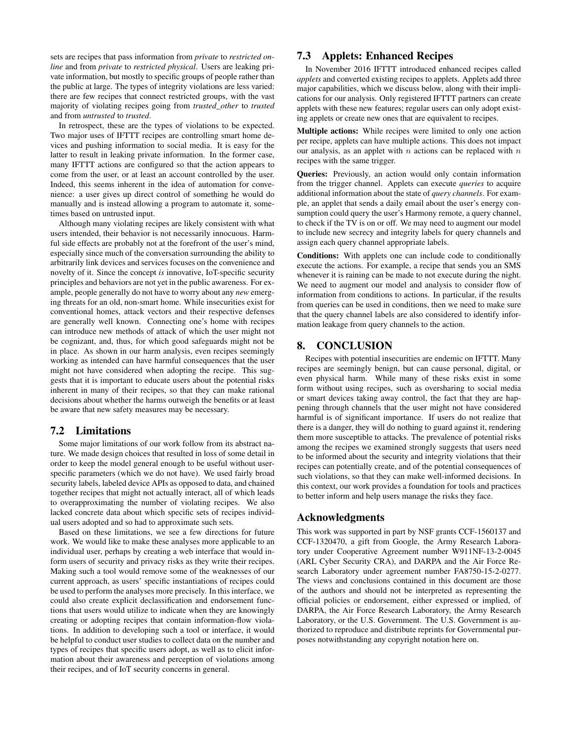sets are recipes that pass information from *private* to *restricted online* and from *private* to *restricted physical*. Users are leaking private information, but mostly to specific groups of people rather than the public at large. The types of integrity violations are less varied: there are few recipes that connect restricted groups, with the vast majority of violating recipes going from *trusted_other* to *trusted* and from *untrusted* to *trusted*.

In retrospect, these are the types of violations to be expected. Two major uses of IFTTT recipes are controlling smart home devices and pushing information to social media. It is easy for the latter to result in leaking private information. In the former case, many IFTTT actions are configured so that the action appears to come from the user, or at least an account controlled by the user. Indeed, this seems inherent in the idea of automation for convenience: a user gives up direct control of something he would do manually and is instead allowing a program to automate it, sometimes based on untrusted input.

Although many violating recipes are likely consistent with what users intended, their behavior is not necessarily innocuous. Harmful side effects are probably not at the forefront of the user's mind, especially since much of the conversation surrounding the ability to arbitrarily link devices and services focuses on the convenience and novelty of it. Since the concept *is* innovative, IoT-specific security principles and behaviors are not yet in the public awareness. For example, people generally do not have to worry about any *new* emerging threats for an old, non-smart home. While insecurities exist for conventional homes, attack vectors and their respective defenses are generally well known. Connecting one's home with recipes can introduce new methods of attack of which the user might not be cognizant, and, thus, for which good safeguards might not be in place. As shown in our harm analysis, even recipes seemingly working as intended can have harmful consequences that the user might not have considered when adopting the recipe. This suggests that it is important to educate users about the potential risks inherent in many of their recipes, so that they can make rational decisions about whether the harms outweigh the benefits or at least be aware that new safety measures may be necessary.

## 7.2 Limitations

Some major limitations of our work follow from its abstract nature. We made design choices that resulted in loss of some detail in order to keep the model general enough to be useful without user-specific parameters (which we do not have). We used fairly broad security labels, labeled device APIs as opposed to data, and chained together recipes that might not actually interact, all of which leads to overapproximating the number of violating recipes. We also lacked concrete data about which specific sets of recipes individual users adopted and so had to approximate such sets.

Based on these limitations, we see a few directions for future work. We would like to make these analyses more applicable to an individual user, perhaps by creating a web interface that would inform users of security and privacy risks as they write their recipes. Making such a tool would remove some of the weaknesses of our current approach, as users' specific instantiations of recipes could be used to perform the analyses more precisely. In this interface, we could also create explicit declassification and endorsement functions that users would utilize to indicate when they are knowingly creating or adopting recipes that contain information-flow violations. In addition to developing such a tool or interface, it would be helpful to conduct user studies to collect data on the number and types of recipes that specific users adopt, as well as to elicit information about their awareness and perception of violations among their recipes, and of IoT security concerns in general.

## 7.3 Applets: Enhanced Recipes

In November 2016 IFTTT introduced enhanced recipes called *applets* and converted existing recipes to applets. Applets add three major capabilities, which we discuss below, along with their implications for our analysis. Only registered IFTTT partners can create applets with these new features; regular users can only adopt existing applets or create new ones that are equivalent to recipes.

**Multiple actions:** While recipes were limited to only one action per recipe, applets can have multiple actions. This does not impact our analysis, as an applet with $n$ actions can be replaced with $n$ recipes with the same trigger.

**Queries:** Previously, an action would only contain information from the trigger channel. Applets can execute *queries* to acquire additional information about the state of *query channels*. For example, an applet that sends a daily email about the user's energy consumption could query the user's Harmony remote, a query channel, to check if the TV is on or off. We may need to augment our model to include new secrecy and integrity labels for query channels and assign each query channel appropriate labels.

**Conditions:** With applets one can include code to conditionally execute the actions. For example, a recipe that sends you an SMS whenever it is raining can be made to not execute during the night. We need to augment our model and analysis to consider flow of information from conditions to actions. In particular, if the results from queries can be used in conditions, then we need to make sure that the query channel labels are also considered to identify information leakage from query channels to the action.

# 8. CONCLUSION

Recipes with potential insecurities are endemic on IFTTT. Many recipes are seemingly benign, but can cause personal, digital, or even physical harm. While many of these risks exist in some form without using recipes, such as oversharing to social media or smart devices taking away control, the fact that they are happening through channels that the user might not have considered harmful is of significant importance. If users do not realize that there is a danger, they will do nothing to guard against it, rendering them more susceptible to attacks. The prevalence of potential risks among the recipes we examined strongly suggests that users need to be informed about the security and integrity violations that their recipes can potentially create, and of the potential consequences of such violations, so that they can make well-informed decisions. In this context, our work provides a foundation for tools and practices to better inform and help users manage the risks they face.

## Acknowledgments

This work was supported in part by NSF grants CCF-1560137 and CCF-1320470, a gift from Google, the Army Research Laboratory under Cooperative Agreement number W911NF-13-2-0045 (ARL Cyber Security CRA), and DARPA and the Air Force Research Laboratory under agreement number FA8750-15-2-0277. The views and conclusions contained in this document are those of the authors and should not be interpreted as representing the official policies or endorsement, either expressed or implied, of DARPA, the Air Force Research Laboratory, the Army Research Laboratory, or the U.S. Government. The U.S. Government is authorized to reproduce and distribute reprints for Governmental purposes notwithstanding any copyright notation here on.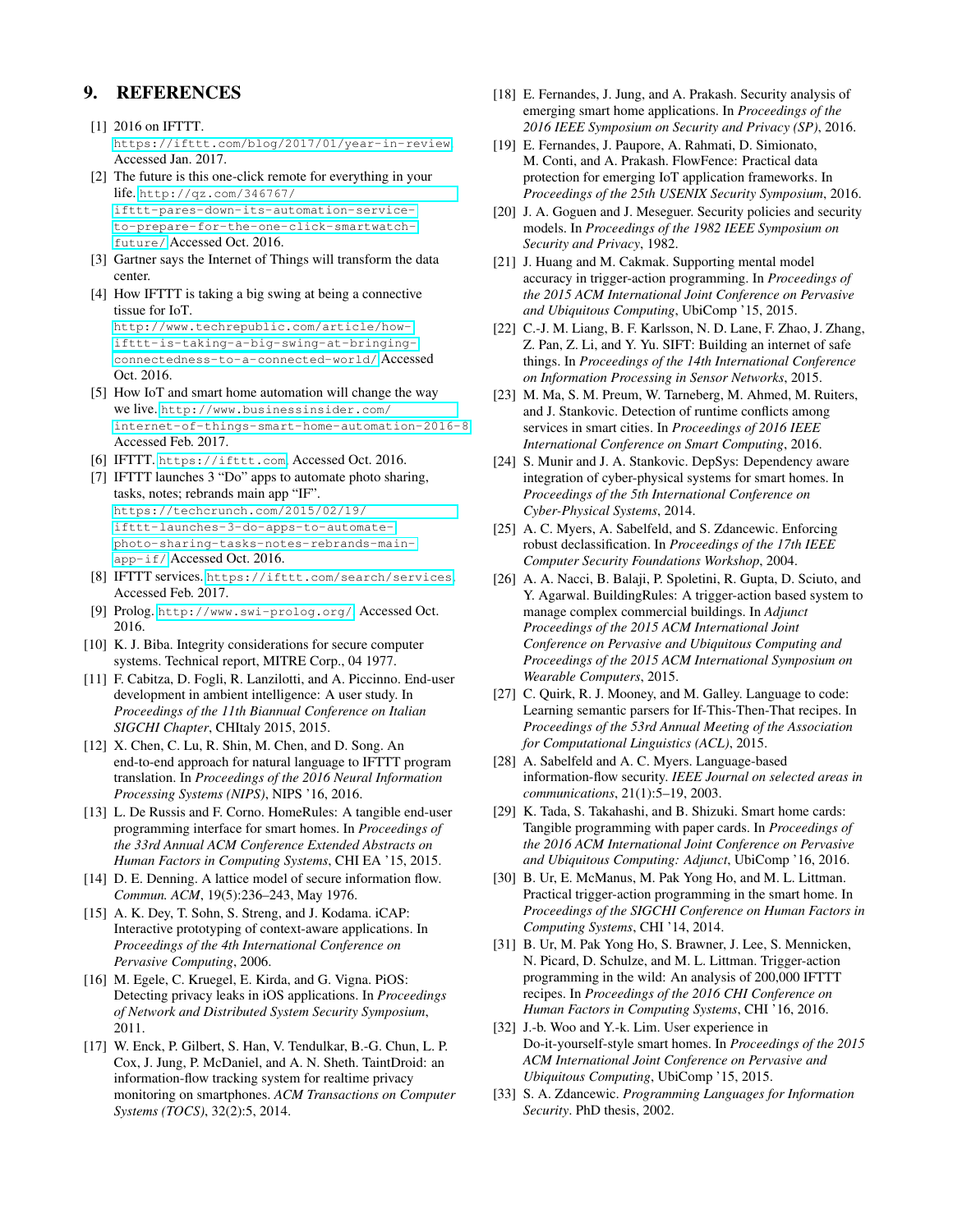## 9. REFERENCES

[1] 2016 on IFTTT. https://ifttt.com/blog/2017/01/year-in-review Accessed Jan. 2017.

[2] The future is this one-click remote for everything in your life. http://qz.com/346767/ifttt-pares-down-its-automation-service-to-prepare-for-the-one-click-smartwatch-future/ Accessed Oct. 2016.

[3] Gartner says the Internet of Things will transform the data center.

[4] How IFTTT is taking a big swing at being a connective tissue for IoT. http://www.techrepublic.com/article/how-ifttt-is-taking-a-big-swing-at-bringing-connectedness-to-a-connected-world/ Accessed Oct. 2016.

[5] How IoT and smart home automation will change the way we live. http://www.businessinsider.com/internet-of-things-smart-home-automation-2016-8 Accessed Feb. 2017.

[6] IFTTT. https://ifttt.com Accessed Oct. 2016.

[7] IFTTT launches 3 "Do" apps to automate photo sharing, tasks, notes; rebrands main app "IF". https://techcrunch.com/2015/02/19/ifttt-launches-3-do-apps-to-automate-photo-sharing-tasks-notes-rebrands-main-app-if/ Accessed Oct. 2016.

[8] IFTTT services. https://ifttt.com/search/services Accessed Feb. 2017.

[9] Prolog. http://www.swi-prolog.org/ Accessed Oct. 2016.

[10] K. J. Biba. Integrity considerations for secure computer systems. Technical report, MITRE Corp., 04 1977.

[11] F. Cabitza, D. Fogli, R. Lanzilotti, and A. Piccinno. End-user development in ambient intelligence: A user study. In *Proceedings of the 11th Biannual Conference on Italian SIGCHI Chapter*, CHItaly 2015, 2015.

[12] X. Chen, C. Lu, R. Shin, M. Chen, and D. Song. An end-to-end approach for natural language to IFTTT program translation. In *Proceedings of the 2016 Neural Information Processing Systems (NIPS)*, NIPS '16, 2016.

[13] L. De Russis and F. Corno. HomeRules: A tangible end-user programming interface for smart homes. In *Proceedings of the 33rd Annual ACM Conference Extended Abstracts on Human Factors in Computing Systems*, CHI EA '15, 2015.

[14] D. E. Denning. A lattice model of secure information flow. *Commun. ACM*, 19(5):236–243, May 1976.

[15] A. K. Dey, T. Sohn, S. Streng, and J. Kodama. iCAP: Interactive prototyping of context-aware applications. In *Proceedings of the 4th International Conference on Pervasive Computing*, 2006.

[16] M. Egele, C. Kruegel, E. Kirda, and G. Vigna. PiOS: Detecting privacy leaks in iOS applications. In *Proceedings of Network and Distributed System Security Symposium*, 2011.

[17] W. Enck, P. Gilbert, S. Han, V. Tendulkar, B.-G. Chun, L. P. Cox, J. Jung, P. McDaniel, and A. N. Sheth. TaintDroid: an information-flow tracking system for realtime privacy monitoring on smartphones. *ACM Transactions on Computer Systems (TOCS)*, 32(2):5, 2014.

[18] E. Fernandes, J. Jung, and A. Prakash. Security analysis of emerging smart home applications. In *Proceedings of the 2016 IEEE Symposium on Security and Privacy (SP)*, 2016.

[19] E. Fernandes, J. Paupore, A. Rahmati, D. Simionato, M. Conti, and A. Prakash. FlowFence: Practical data protection for emerging IoT application frameworks. In *Proceedings of the 25th USENIX Security Symposium*, 2016.

[20] J. A. Goguen and J. Meseguer. Security policies and security models. In *Proceedings of the 1982 IEEE Symposium on Security and Privacy*, 1982.

[21] J. Huang and M. Cakmak. Supporting mental model accuracy in trigger-action programming. In *Proceedings of the 2015 ACM International Joint Conference on Pervasive and Ubiquitous Computing*, UbiComp '15, 2015.

[22] C.-J. M. Liang, B. F. Karlsson, N. D. Lane, F. Zhao, J. Zhang, Z. Pan, Z. Li, and Y. Yu. SIFT: Building an internet of safe things. In *Proceedings of the 14th International Conference on Information Processing in Sensor Networks*, 2015.

[23] M. Ma, S. M. Preum, W. Tarneberg, M. Ahmed, M. Ruiters, and J. Stankovic. Detection of runtime conflicts among services in smart cities. In *Proceedings of 2016 IEEE International Conference on Smart Computing*, 2016.

[24] S. Munir and J. A. Stankovic. DepSys: Dependency aware integration of cyber-physical systems for smart homes. In *Proceedings of the 5th International Conference on Cyber-Physical Systems*, 2014.

[25] A. C. Myers, A. Sabelfeld, and S. Zdancewic. Enforcing robust declassification. In *Proceedings of the 17th IEEE Computer Security Foundations Workshop*, 2004.

[26] A. A. Nacci, B. Balaji, P. Spoletini, R. Gupta, D. Sciuto, and Y. Agarwal. BuildingRules: A trigger-action based system to manage complex commercial buildings. In *Adjunct Proceedings of the 2015 ACM International Joint Conference on Pervasive and Ubiquitous Computing and Proceedings of the 2015 ACM International Symposium on Wearable Computers*, 2015.

[27] C. Quirk, R. J. Mooney, and M. Galley. Language to code: Learning semantic parsers for If-This-Then-That recipes. In *Proceedings of the 53rd Annual Meeting of the Association for Computational Linguistics (ACL)*, 2015.

[28] A. Sabelfeld and A. C. Myers. Language-based information-flow security. *IEEE Journal on selected areas in communications*, 21(1):5–19, 2003.

[29] K. Tada, S. Takahashi, and B. Shizuki. Smart home cards: Tangible programming with paper cards. In *Proceedings of the 2016 ACM International Joint Conference on Pervasive and Ubiquitous Computing: Adjunct*, UbiComp '16, 2016.

[30] B. Ur, E. McManus, M. Pak Yong Ho, and M. L. Littman. Practical trigger-action programming in the smart home. In *Proceedings of the SIGCHI Conference on Human Factors in Computing Systems*, CHI '14, 2014.

[31] B. Ur, M. Pak Yong Ho, S. Brawner, J. Lee, S. Mennicken, N. Picard, D. Schulze, and M. L. Littman. Trigger-action programming in the wild: An analysis of 200,000 IFTTT recipes. In *Proceedings of the 2016 CHI Conference on Human Factors in Computing Systems*, CHI '16, 2016.

[32] J.-b. Woo and Y.-k. Lim. User experience in Do-it-yourself-style smart homes. In *Proceedings of the 2015 ACM International Joint Conference on Pervasive and Ubiquitous Computing*, UbiComp '15, 2015.

[33] S. A. Zdancewic. *Programming Languages for Information Security*. PhD thesis, 2002.